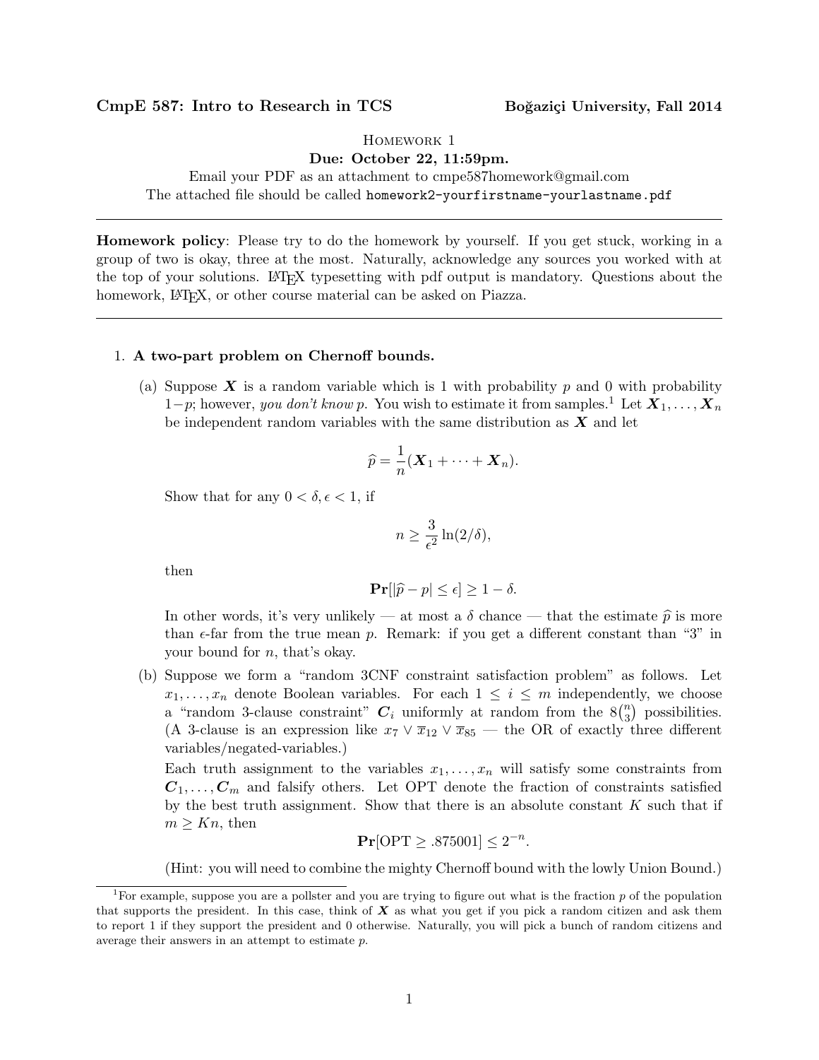**CmpE 587: Intro to Research in TCS** **Boğaziçi University, Fall 2014**

Homework 1

**Due: October 22, 11:59pm.**

Email your PDF as an attachment to cmpe587homework@gmail.com

The attached file should be called `homework2-yourfirstname-yourlastname.pdf`

---

**Homework policy**: Please try to do the homework by yourself. If you get stuck, working in a group of two is okay, three at the most. Naturally, acknowledge any sources you worked with at the top of your solutions. LaTeX typesetting with pdf output is mandatory. Questions about the homework, LaTeX, or other course material can be asked on Piazza.

---

1. **A two-part problem on Chernoff bounds.**

   (a) Suppose $\boldsymbol{X}$ is a random variable which is 1 with probability $p$ and 0 with probability $1-p$; however, *you don't know* $p$. You wish to estimate it from samples.[1] Let $\boldsymbol{X}_1, \dots, \boldsymbol{X}_n$ be independent random variables with the same distribution as $\boldsymbol{X}$ and let

   $$\widehat{p} = \frac{1}{n}(\boldsymbol{X}_1 + \cdots + \boldsymbol{X}_n).$$

   Show that for any $0 < \delta, \epsilon < 1$, if

   $$n \geq \frac{3}{\epsilon^2} \ln(2/\delta),$$

   then

   $$\mathbf{Pr}[|\widehat{p} - p| \leq \epsilon] \geq 1 - \delta.$$

   In other words, it's very unlikely — at most a $\delta$ chance — that the estimate $\widehat{p}$ is more than $\epsilon$-far from the true mean $p$. Remark: if you get a different constant than "3" in your bound for $n$, that's okay.

   (b) Suppose we form a "random 3CNF constraint satisfaction problem" as follows. Let $x_1, \dots, x_n$ denote Boolean variables. For each $1 \leq i \leq m$ independently, we choose a "random 3-clause constraint" $\boldsymbol{C}_i$ uniformly at random from the $8\binom{n}{3}$ possibilities. (A 3-clause is an expression like $x_7 \vee \overline{x}_{12} \vee \overline{x}_{85}$ — the OR of exactly three different variables/negated-variables.)

   Each truth assignment to the variables $x_1, \dots, x_n$ will satisfy some constraints from $\boldsymbol{C}_1, \dots, \boldsymbol{C}_m$ and falsify others. Let OPT denote the fraction of constraints satisfied by the best truth assignment. Show that there is an absolute constant $K$ such that if $m \geq Kn$, then

   $$\mathbf{Pr}[\text{OPT} \geq .875001] \leq 2^{-n}.$$

   (Hint: you will need to combine the mighty Chernoff bound with the lowly Union Bound.)

---

[1] For example, suppose you are a pollster and you are trying to figure out what is the fraction $p$ of the population that supports the president. In this case, think of $\boldsymbol{X}$ as what you get if you pick a random citizen and ask them to report 1 if they support the president and 0 otherwise. Naturally, you will pick a bunch of random citizens and average their answers in an attempt to estimate $p$.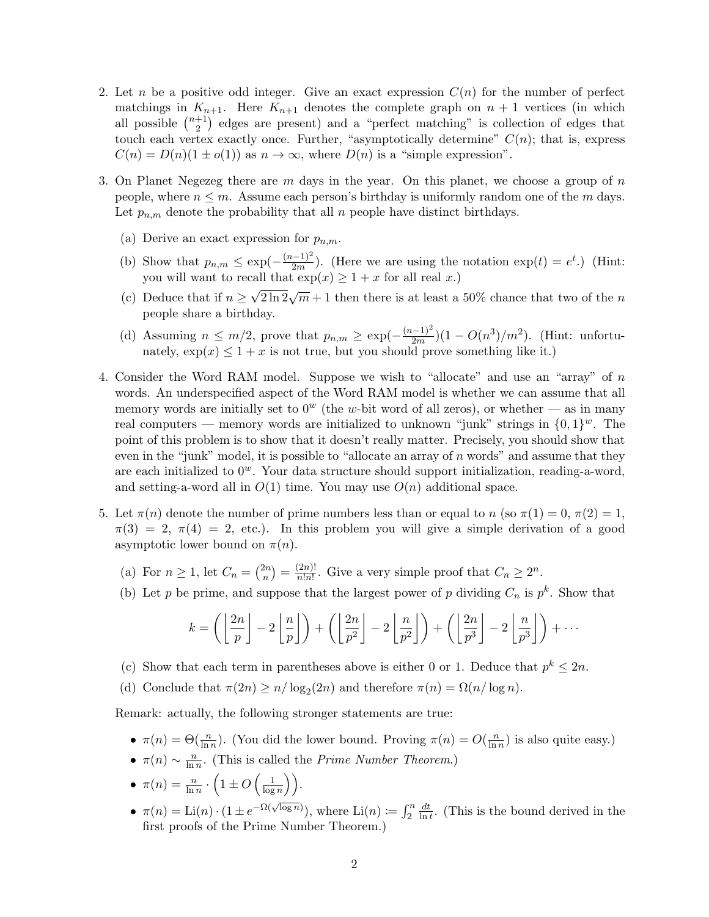2. Let $n$ be a positive odd integer. Give an exact expression $C(n)$ for the number of perfect matchings in $K_{n+1}$. Here $K_{n+1}$ denotes the complete graph on $n+1$ vertices (in which all possible $\binom{n+1}{2}$ edges are present) and a "perfect matching" is collection of edges that touch each vertex exactly once. Further, "asymptotically determine" $C(n)$; that is, express $C(n) = D(n)(1 \pm o(1))$ as $n \to \infty$, where $D(n)$ is a "simple expression".

3. On Planet Negezeg there are $m$ days in the year. On this planet, we choose a group of $n$ people, where $n \le m$. Assume each person's birthday is uniformly random one of the $m$ days. Let $p_{n,m}$ denote the probability that all $n$ people have distinct birthdays.

   (a) Derive an exact expression for $p_{n,m}$.

   (b) Show that $p_{n,m} \le \exp(-\frac{(n-1)^2}{2m})$. (Here we are using the notation $\exp(t) = e^t$.) (Hint: you will want to recall that $\exp(x) \ge 1 + x$ for all real $x$.)

   (c) Deduce that if $n \ge \sqrt{2 \ln 2}\sqrt{m} + 1$ then there is at least a 50% chance that two of the $n$ people share a birthday.

   (d) Assuming $n \le m/2$, prove that $p_{n,m} \ge \exp(-\frac{(n-1)^2}{2m})(1 - O(n^3)/m^2)$. (Hint: unfortunately, $\exp(x) \le 1 + x$ is not true, but you should prove something like it.)

4. Consider the Word RAM model. Suppose we wish to "allocate" and use an "array" of $n$ words. An underspecified aspect of the Word RAM model is whether we can assume that all memory words are initially set to $0^w$ (the $w$-bit word of all zeros), or whether — as in many real computers — memory words are initialized to unknown "junk" strings in $\{0,1\}^w$. The point of this problem is to show that it doesn't really matter. Precisely, you should show that even in the "junk" model, it is possible to "allocate an array of $n$ words" and assume that they are each initialized to $0^w$. Your data structure should support initialization, reading-a-word, and setting-a-word all in $O(1)$ time. You may use $O(n)$ additional space.

5. Let $\pi(n)$ denote the number of prime numbers less than or equal to $n$ (so $\pi(1) = 0$, $\pi(2) = 1$, $\pi(3) = 2$, $\pi(4) = 2$, etc.). In this problem you will give a simple derivation of a good asymptotic lower bound on $\pi(n)$.

   (a) For $n \ge 1$, let $C_n = \binom{2n}{n} = \frac{(2n)!}{n!n!}$. Give a very simple proof that $C_n \ge 2^n$.

   (b) Let $p$ be prime, and suppose that the largest power of $p$ dividing $C_n$ is $p^k$. Show that

   $$k = \left( \left\lfloor \frac{2n}{p} \right\rfloor - 2 \left\lfloor \frac{n}{p} \right\rfloor \right) + \left( \left\lfloor \frac{2n}{p^2} \right\rfloor - 2 \left\lfloor \frac{n}{p^2} \right\rfloor \right) + \left( \left\lfloor \frac{2n}{p^3} \right\rfloor - 2 \left\lfloor \frac{n}{p^3} \right\rfloor \right) + \cdots$$

   (c) Show that each term in parentheses above is either 0 or 1. Deduce that $p^k \le 2n$.

   (d) Conclude that $\pi(2n) \ge n/\log_2(2n)$ and therefore $\pi(n) = \Omega(n/\log n)$.

   Remark: actually, the following stronger statements are true:

   - $\pi(n) = \Theta(\frac{n}{\ln n})$. (You did the lower bound. Proving $\pi(n) = O(\frac{n}{\ln n})$ is also quite easy.)
   - $\pi(n) \sim \frac{n}{\ln n}$. (This is called the *Prime Number Theorem*.)
   - $\pi(n) = \frac{n}{\ln n} \cdot \left(1 \pm O\left(\frac{1}{\log n}\right)\right)$.
   - $\pi(n) = \text{Li}(n) \cdot (1 \pm e^{-\Omega(\sqrt{\log n})})$, where $\text{Li}(n) := \int_2^n \frac{dt}{\ln t}$. (This is the bound derived in the first proofs of the Prime Number Theorem.)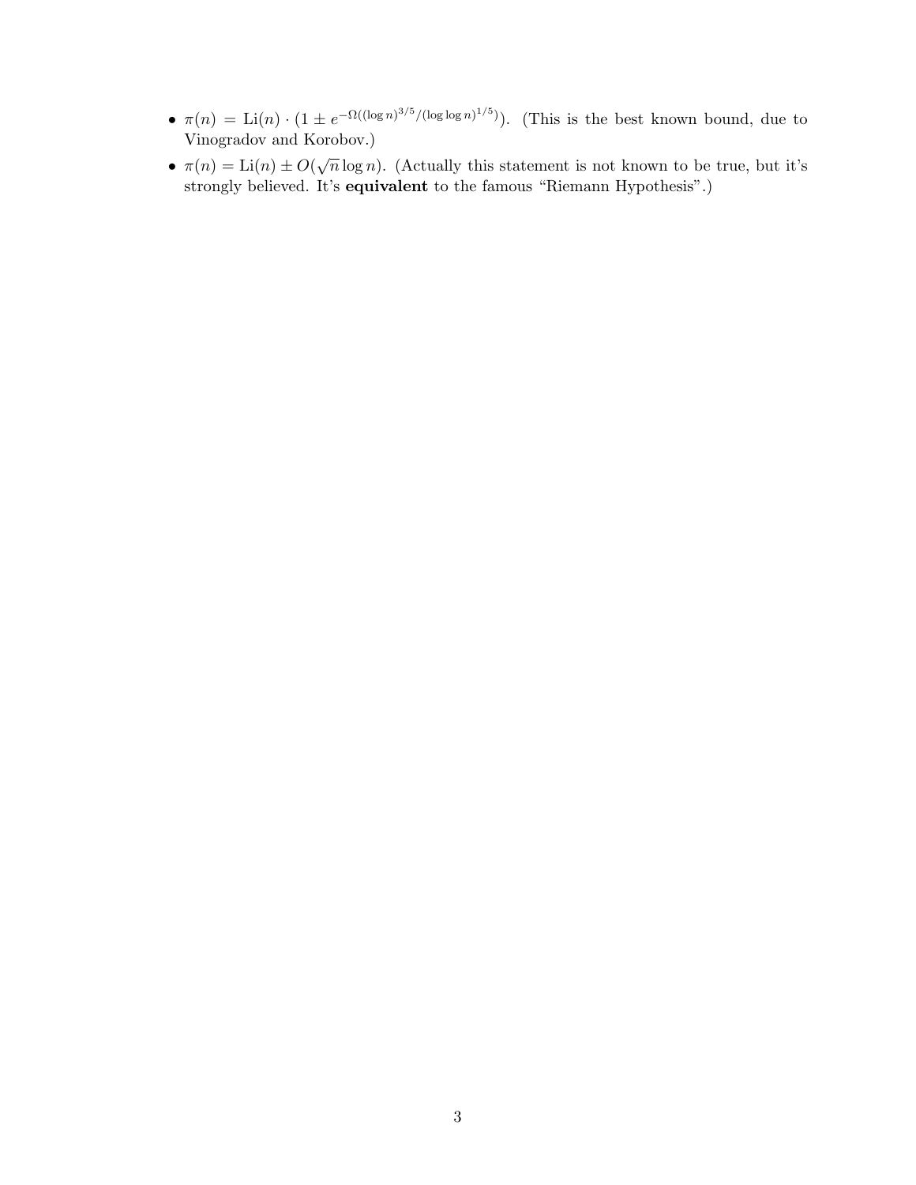- $\pi(n) = \mathrm{Li}(n) \cdot (1 \pm e^{-\Omega((\log n)^{3/5}/(\log\log n)^{1/5})})$. (This is the best known bound, due to Vinogradov and Korobov.)
- $\pi(n) = \mathrm{Li}(n) \pm O(\sqrt{n}\log n)$. (Actually this statement is not known to be true, but it's strongly believed. It's **equivalent** to the famous "Riemann Hypothesis".)